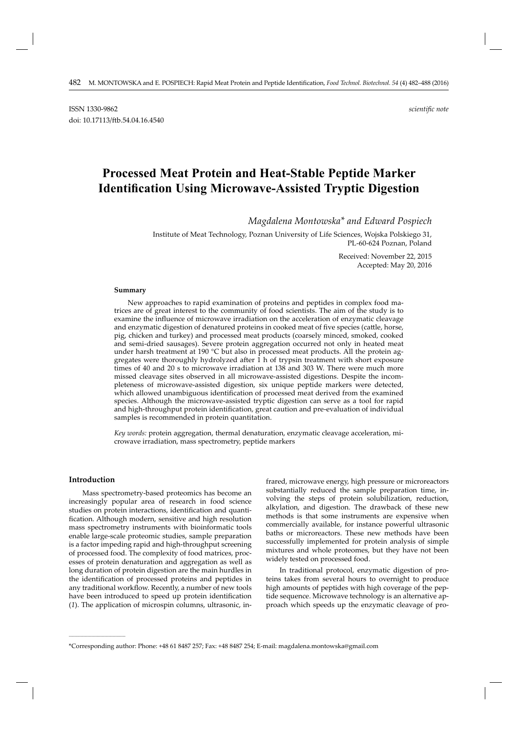ISSN 1330-9862

doi: 10.17113/ftb.54.04.16.4540

*scientific note*

# Processed Meat Protein and Heat-Stable Peptide Marker Identification Using Microwave-Assisted Tryptic Digestion

*Magdalena Montowska\* and Edward Pospiech*

Institute of Meat Technology, Poznan University of Life Sciences, Wojska Polskiego 31, PL-60-624 Poznan, Poland

Received: November 22, 2015
Accepted: May 20, 2016

### Summary

New approaches to rapid examination of proteins and peptides in complex food matrices are of great interest to the community of food scientists. The aim of the study is to examine the influence of microwave irradiation on the acceleration of enzymatic cleavage and enzymatic digestion of denatured proteins in cooked meat of five species (cattle, horse, pig, chicken and turkey) and processed meat products (coarsely minced, smoked, cooked and semi-dried sausages). Severe protein aggregation occurred not only in heated meat under harsh treatment at 190 °C but also in processed meat products. All the protein aggregates were thoroughly hydrolyzed after 1 h of trypsin treatment with short exposure times of 40 and 20 s to microwave irradiation at 138 and 303 W. There were much more missed cleavage sites observed in all microwave-assisted digestions. Despite the incompleteness of microwave-assisted digestion, six unique peptide markers were detected, which allowed unambiguous identification of processed meat derived from the examined species. Although the microwave-assisted tryptic digestion can serve as a tool for rapid and high-throughput protein identification, great caution and pre-evaluation of individual samples is recommended in protein quantitation.

*Key words:* protein aggregation, thermal denaturation, enzymatic cleavage acceleration, microwave irradiation, mass spectrometry, peptide markers

## Introduction

Mass spectrometry-based proteomics has become an increasingly popular area of research in food science studies on protein interactions, identification and quantification. Although modern, sensitive and high resolution mass spectrometry instruments with bioinformatic tools enable large-scale proteomic studies, sample preparation is a factor impeding rapid and high-throughput screening of processed food. The complexity of food matrices, processes of protein denaturation and aggregation as well as long duration of protein digestion are the main hurdles in the identification of processed proteins and peptides in any traditional workflow. Recently, a number of new tools have been introduced to speed up protein identification (*1*). The application of microspin columns, ultrasonic, infrared, microwave energy, high pressure or microreactors substantially reduced the sample preparation time, involving the steps of protein solubilization, reduction, alkylation, and digestion. The drawback of these new methods is that some instruments are expensive when commercially available, for instance powerful ultrasonic baths or microreactors. These new methods have been successfully implemented for protein analysis of simple mixtures and whole proteomes, but they have not been widely tested on processed food.

In traditional protocol, enzymatic digestion of proteins takes from several hours to overnight to produce high amounts of peptides with high coverage of the peptide sequence. Microwave technology is an alternative approach which speeds up the enzymatic cleavage of pro-

\*Corresponding author: Phone: +48 61 8487 257; Fax: +48 8487 254; E-mail: magdalena.montowska@gmail.com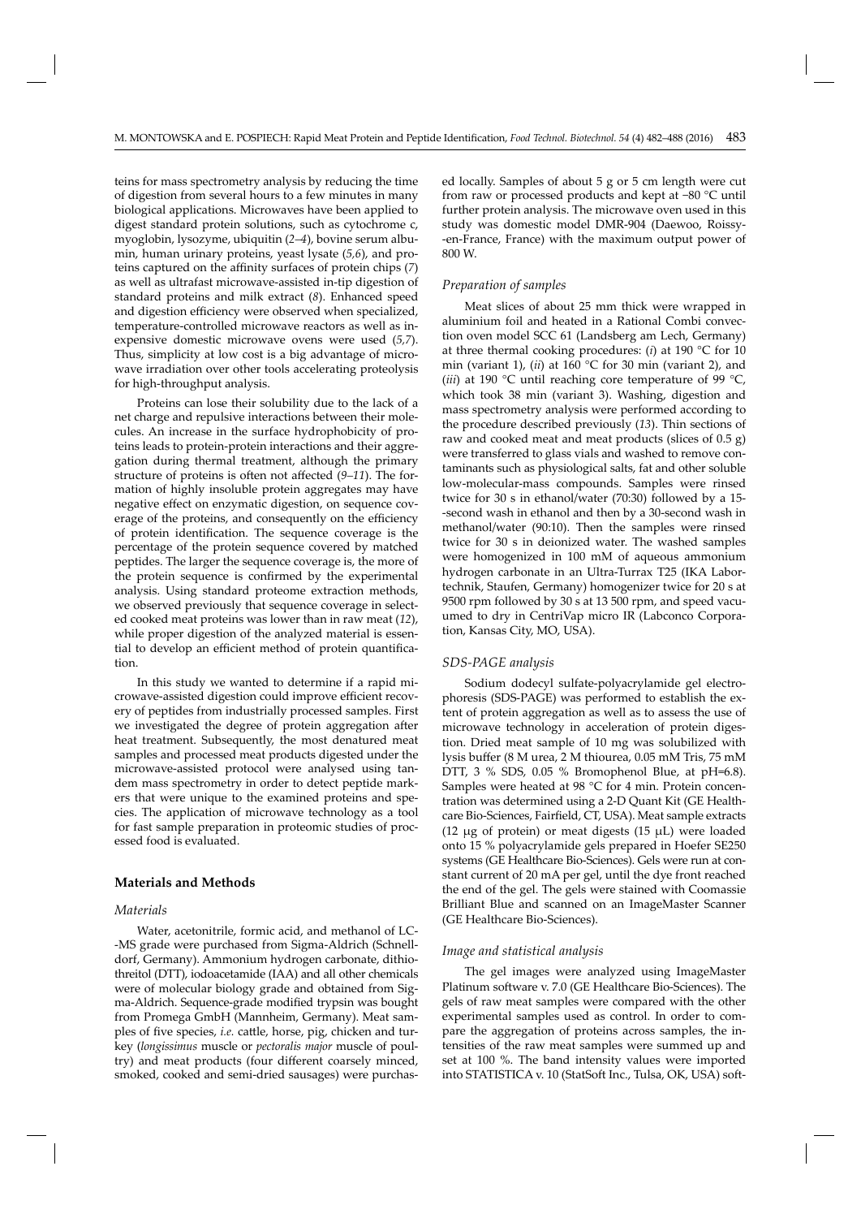teins for mass spectrometry analysis by reducing the time of digestion from several hours to a few minutes in many biological applications. Microwaves have been applied to digest standard protein solutions, such as cytochrome c, myoglobin, lysozyme, ubiquitin (*2–4*), bovine serum albumin, human urinary proteins, yeast lysate (*5,6*), and proteins captured on the affinity surfaces of protein chips (*7*) as well as ultrafast microwave-assisted in-tip digestion of standard proteins and milk extract (*8*). Enhanced speed and digestion efficiency were observed when specialized, temperature-controlled microwave reactors as well as inexpensive domestic microwave ovens were used (*5,7*). Thus, simplicity at low cost is a big advantage of microwave irradiation over other tools accelerating proteolysis for high-throughput analysis.

Proteins can lose their solubility due to the lack of a net charge and repulsive interactions between their molecules. An increase in the surface hydrophobicity of proteins leads to protein-protein interactions and their aggregation during thermal treatment, although the primary structure of proteins is often not affected (*9–11*). The formation of highly insoluble protein aggregates may have negative effect on enzymatic digestion, on sequence coverage of the proteins, and consequently on the efficiency of protein identification. The sequence coverage is the percentage of the protein sequence covered by matched peptides. The larger the sequence coverage is, the more of the protein sequence is confirmed by the experimental analysis. Using standard proteome extraction methods, we observed previously that sequence coverage in selected cooked meat proteins was lower than in raw meat (*12*), while proper digestion of the analyzed material is essential to develop an efficient method of protein quantification.

In this study we wanted to determine if a rapid microwave-assisted digestion could improve efficient recovery of peptides from industrially processed samples. First we investigated the degree of protein aggregation after heat treatment. Subsequently, the most denatured meat samples and processed meat products digested under the microwave-assisted protocol were analysed using tandem mass spectrometry in order to detect peptide markers that were unique to the examined proteins and species. The application of microwave technology as a tool for fast sample preparation in proteomic studies of processed food is evaluated.

## Materials and Methods

### Materials

Water, acetonitrile, formic acid, and methanol of LC-MS grade were purchased from Sigma-Aldrich (Schnelldorf, Germany). Ammonium hydrogen carbonate, dithiothreitol (DTT), iodoacetamide (IAA) and all other chemicals were of molecular biology grade and obtained from Sigma-Aldrich. Sequence-grade modified trypsin was bought from Promega GmbH (Mannheim, Germany). Meat samples of five species, *i.e.* cattle, horse, pig, chicken and turkey (*longissimus* muscle or *pectoralis major* muscle of poultry) and meat products (four different coarsely minced, smoked, cooked and semi-dried sausages) were purchased locally. Samples of about 5 g or 5 cm length were cut from raw or processed products and kept at −80 °C until further protein analysis. The microwave oven used in this study was domestic model DMR-904 (Daewoo, Roissy-en-France, France) with the maximum output power of 800 W.

### Preparation of samples

Meat slices of about 25 mm thick were wrapped in aluminium foil and heated in a Rational Combi convection oven model SCC 61 (Landsberg am Lech, Germany) at three thermal cooking procedures: (*i*) at 190 °C for 10 min (variant 1), (*ii*) at 160 °C for 30 min (variant 2), and (*iii*) at 190 °C until reaching core temperature of 99 °C, which took 38 min (variant 3). Washing, digestion and mass spectrometry analysis were performed according to the procedure described previously (*13*). Thin sections of raw and cooked meat and meat products (slices of 0.5 g) were transferred to glass vials and washed to remove contaminants such as physiological salts, fat and other soluble low-molecular-mass compounds. Samples were rinsed twice for 30 s in ethanol/water (70:30) followed by a 15-second wash in ethanol and then by a 30-second wash in methanol/water (90:10). Then the samples were rinsed twice for 30 s in deionized water. The washed samples were homogenized in 100 mM of aqueous ammonium hydrogen carbonate in an Ultra-Turrax T25 (IKA Labortechnik, Staufen, Germany) homogenizer twice for 20 s at 9500 rpm followed by 30 s at 13 500 rpm, and speed vacuumed to dry in CentriVap micro IR (Labconco Corporation, Kansas City, MO, USA).

### SDS-PAGE analysis

Sodium dodecyl sulfate-polyacrylamide gel electrophoresis (SDS-PAGE) was performed to establish the extent of protein aggregation as well as to assess the use of microwave technology in acceleration of protein digestion. Dried meat sample of 10 mg was solubilized with lysis buffer (8 M urea, 2 M thiourea, 0.05 mM Tris, 75 mM DTT, 3 % SDS, 0.05 % Bromophenol Blue, at pH=6.8). Samples were heated at 98 °C for 4 min. Protein concentration was determined using a 2-D Quant Kit (GE Healthcare Bio-Sciences, Fairfield, CT, USA). Meat sample extracts (12 μg of protein) or meat digests (15 μL) were loaded onto 15 % polyacrylamide gels prepared in Hoefer SE250 systems (GE Healthcare Bio-Sciences). Gels were run at constant current of 20 mA per gel, until the dye front reached the end of the gel. The gels were stained with Coomassie Brilliant Blue and scanned on an ImageMaster Scanner (GE Healthcare Bio-Sciences).

### Image and statistical analysis

The gel images were analyzed using ImageMaster Platinum software v. 7.0 (GE Healthcare Bio-Sciences). The gels of raw meat samples were compared with the other experimental samples used as control. In order to compare the aggregation of proteins across samples, the intensities of the raw meat samples were summed up and set at 100 %. The band intensity values were imported into STATISTICA v. 10 (StatSoft Inc., Tulsa, OK, USA) soft-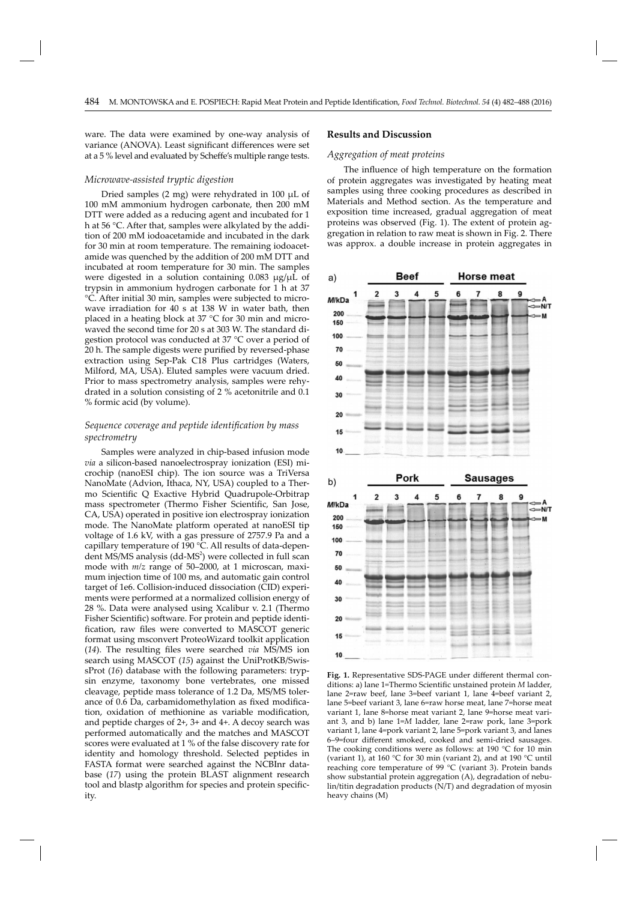ware. The data were examined by one-way analysis of variance (ANOVA). Least significant differences were set at a 5 % level and evaluated by Scheffe's multiple range tests.

### *Microwave-assisted tryptic digestion*

Dried samples (2 mg) were rehydrated in 100 μL of 100 mM ammonium hydrogen carbonate, then 200 mM DTT were added as a reducing agent and incubated for 1 h at 56 °C. After that, samples were alkylated by the addition of 200 mM iodoacetamide and incubated in the dark for 30 min at room temperature. The remaining iodoacetamide was quenched by the addition of 200 mM DTT and incubated at room temperature for 30 min. The samples were digested in a solution containing 0.083 μg/μL of trypsin in ammonium hydrogen carbonate for 1 h at 37 °C. After initial 30 min, samples were subjected to microwave irradiation for 40 s at 138 W in water bath, then placed in a heating block at 37 °C for 30 min and microwaved the second time for 20 s at 303 W. The standard digestion protocol was conducted at 37 °C over a period of 20 h. The sample digests were purified by reversed-phase extraction using Sep-Pak C18 Plus cartridges (Waters, Milford, MA, USA). Eluted samples were vacuum dried. Prior to mass spectrometry analysis, samples were rehydrated in a solution consisting of 2 % acetonitrile and 0.1 % formic acid (by volume).

### *Sequence coverage and peptide identification by mass spectrometry*

Samples were analyzed in chip-based infusion mode *via* a silicon-based nanoelectrospray ionization (ESI) microchip (nanoESI chip). The ion source was a TriVersa NanoMate (Advion, Ithaca, NY, USA) coupled to a Thermo Scientific Q Exactive Hybrid Quadrupole-Orbitrap mass spectrometer (Thermo Fisher Scientific, San Jose, CA, USA) operated in positive ion electrospray ionization mode. The NanoMate platform operated at nanoESI tip voltage of 1.6 kV, with a gas pressure of 2757.9 Pa and a capillary temperature of 190 °C. All results of data-dependent MS/MS analysis (dd-$MS^2$) were collected in full scan mode with *m/z* range of 50–2000, at 1 microscan, maximum injection time of 100 ms, and automatic gain control target of 1e6. Collision-induced dissociation (CID) experiments were performed at a normalized collision energy of 28 %. Data were analysed using Xcalibur v. 2.1 (Thermo Fisher Scientific) software. For protein and peptide identification, raw files were converted to MASCOT generic format using msconvert ProteoWizard toolkit application (*14*). The resulting files were searched *via* MS/MS ion search using MASCOT (*15*) against the UniProtKB/SwissProt (*16*) database with the following parameters: trypsin enzyme, taxonomy bone vertebrates, one missed cleavage, peptide mass tolerance of 1.2 Da, MS/MS tolerance of 0.6 Da, carbamidomethylation as fixed modification, oxidation of methionine as variable modification, and peptide charges of 2+, 3+ and 4+. A decoy search was performed automatically and the matches and MASCOT scores were evaluated at 1 % of the false discovery rate for identity and homology threshold. Selected peptides in FASTA format were searched against the NCBInr database (*17*) using the protein BLAST alignment research tool and blastp algorithm for species and protein specificity.

## Results and Discussion

### *Aggregation of meat proteins*

The influence of high temperature on the formation of protein aggregates was investigated by heating meat samples using three cooking procedures as described in Materials and Method section. As the temperature and exposition time increased, gradual aggregation of meat proteins was observed (Fig. 1). The extent of protein aggregation in relation to raw meat is shown in Fig. 2. There was approx. a double increase in protein aggregates in

**Fig. 1.** Representative SDS-PAGE under different thermal conditions: a) lane 1=Thermo Scientific unstained protein *M* ladder, lane 2=raw beef, lane 3=beef variant 1, lane 4=beef variant 2, lane 5=beef variant 3, lane 6=raw horse meat, lane 7=horse meat variant 1, lane 8=horse meat variant 2, lane 9=horse meat variant 3, and b) lane 1=*M* ladder, lane 2=raw pork, lane 3=pork variant 1, lane 4=pork variant 2, lane 5=pork variant 3, and lanes 6–9=four different smoked, cooked and semi-dried sausages. The cooking conditions were as follows: at 190 °C for 10 min (variant 1), at 160 °C for 30 min (variant 2), and at 190 °C until reaching core temperature of 99 °C (variant 3). Protein bands show substantial protein aggregation (A), degradation of nebulin/titin degradation products (N/T) and degradation of myosin heavy chains (M)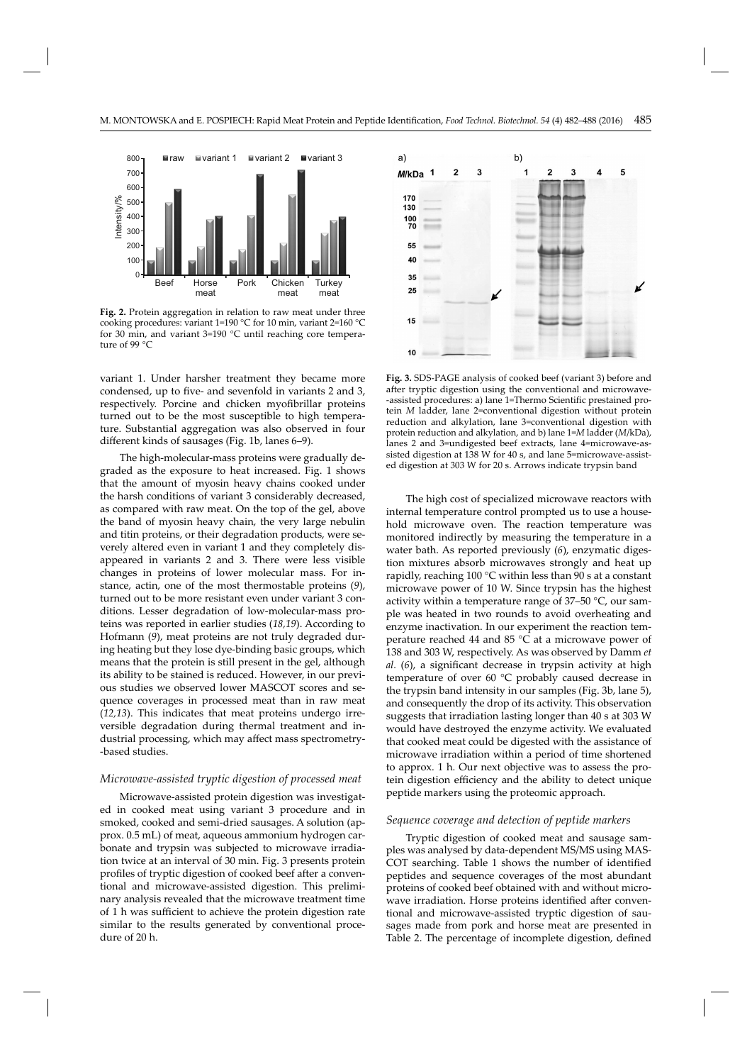Fig. 2. Protein aggregation in relation to raw meat under three cooking procedures: variant 1=190 °C for 10 min, variant 2=160 °C for 30 min, and variant 3=190 °C until reaching core temperature of 99 °C

Fig. 3. SDS-PAGE analysis of cooked beef (variant 3) before and after tryptic digestion using the conventional and microwave-assisted procedures: a) lane 1=Thermo Scientific prestained protein *M* ladder, lane 2=conventional digestion without protein reduction and alkylation, lane 3=conventional digestion with protein reduction and alkylation, and b) lane 1=*M* ladder (*M*/kDa), lanes 2 and 3=undigested beef extracts, lane 4=microwave-assisted digestion at 138 W for 40 s, and lane 5=microwave-assisted digestion at 303 W for 20 s. Arrows indicate trypsin band

variant 1. Under harsher treatment they became more condensed, up to five- and sevenfold in variants 2 and 3, respectively. Porcine and chicken myofibrillar proteins turned out to be the most susceptible to high temperature. Substantial aggregation was also observed in four different kinds of sausages (Fig. 1b, lanes 6–9).

The high-molecular-mass proteins were gradually degraded as the exposure to heat increased. Fig. 1 shows that the amount of myosin heavy chains cooked under the harsh conditions of variant 3 considerably decreased, as compared with raw meat. On the top of the gel, above the band of myosin heavy chain, the very large nebulin and titin proteins, or their degradation products, were severely altered even in variant 1 and they completely disappeared in variants 2 and 3. There were less visible changes in proteins of lower molecular mass. For instance, actin, one of the most thermostable proteins (*9*), turned out to be more resistant even under variant 3 conditions. Lesser degradation of low-molecular-mass proteins was reported in earlier studies (*18,19*). According to Hofmann (*9*), meat proteins are not truly degraded during heating but they lose dye-binding basic groups, which means that the protein is still present in the gel, although its ability to be stained is reduced. However, in our previous studies we observed lower MASCOT scores and sequence coverages in processed meat than in raw meat (*12,13*). This indicates that meat proteins undergo irreversible degradation during thermal treatment and industrial processing, which may affect mass spectrometry-based studies.

### *Microwave-assisted tryptic digestion of processed meat*

Microwave-assisted protein digestion was investigated in cooked meat using variant 3 procedure and in smoked, cooked and semi-dried sausages. A solution (approx. 0.5 mL) of meat, aqueous ammonium hydrogen carbonate and trypsin was subjected to microwave irradiation twice at an interval of 30 min. Fig. 3 presents protein profiles of tryptic digestion of cooked beef after a conventional and microwave-assisted digestion. This preliminary analysis revealed that the microwave treatment time of 1 h was sufficient to achieve the protein digestion rate similar to the results generated by conventional procedure of 20 h.

The high cost of specialized microwave reactors with internal temperature control prompted us to use a household microwave oven. The reaction temperature was monitored indirectly by measuring the temperature in a water bath. As reported previously (*6*), enzymatic digestion mixtures absorb microwaves strongly and heat up rapidly, reaching 100 °C within less than 90 s at a constant microwave power of 10 W. Since trypsin has the highest activity within a temperature range of 37–50 °C, our sample was heated in two rounds to avoid overheating and enzyme inactivation. In our experiment the reaction temperature reached 44 and 85 °C at a microwave power of 138 and 303 W, respectively. As was observed by Damm *et al.* (*6*), a significant decrease in trypsin activity at high temperature of over 60 °C probably caused decrease in the trypsin band intensity in our samples (Fig. 3b, lane 5), and consequently the drop of its activity. This observation suggests that irradiation lasting longer than 40 s at 303 W would have destroyed the enzyme activity. We evaluated that cooked meat could be digested with the assistance of microwave irradiation within a period of time shortened to approx. 1 h. Our next objective was to assess the protein digestion efficiency and the ability to detect unique peptide markers using the proteomic approach.

### *Sequence coverage and detection of peptide markers*

Tryptic digestion of cooked meat and sausage samples was analysed by data-dependent MS/MS using MASCOT searching. Table 1 shows the number of identified peptides and sequence coverages of the most abundant proteins of cooked beef obtained with and without microwave irradiation. Horse proteins identified after conventional and microwave-assisted tryptic digestion of sausages made from pork and horse meat are presented in Table 2. The percentage of incomplete digestion, defined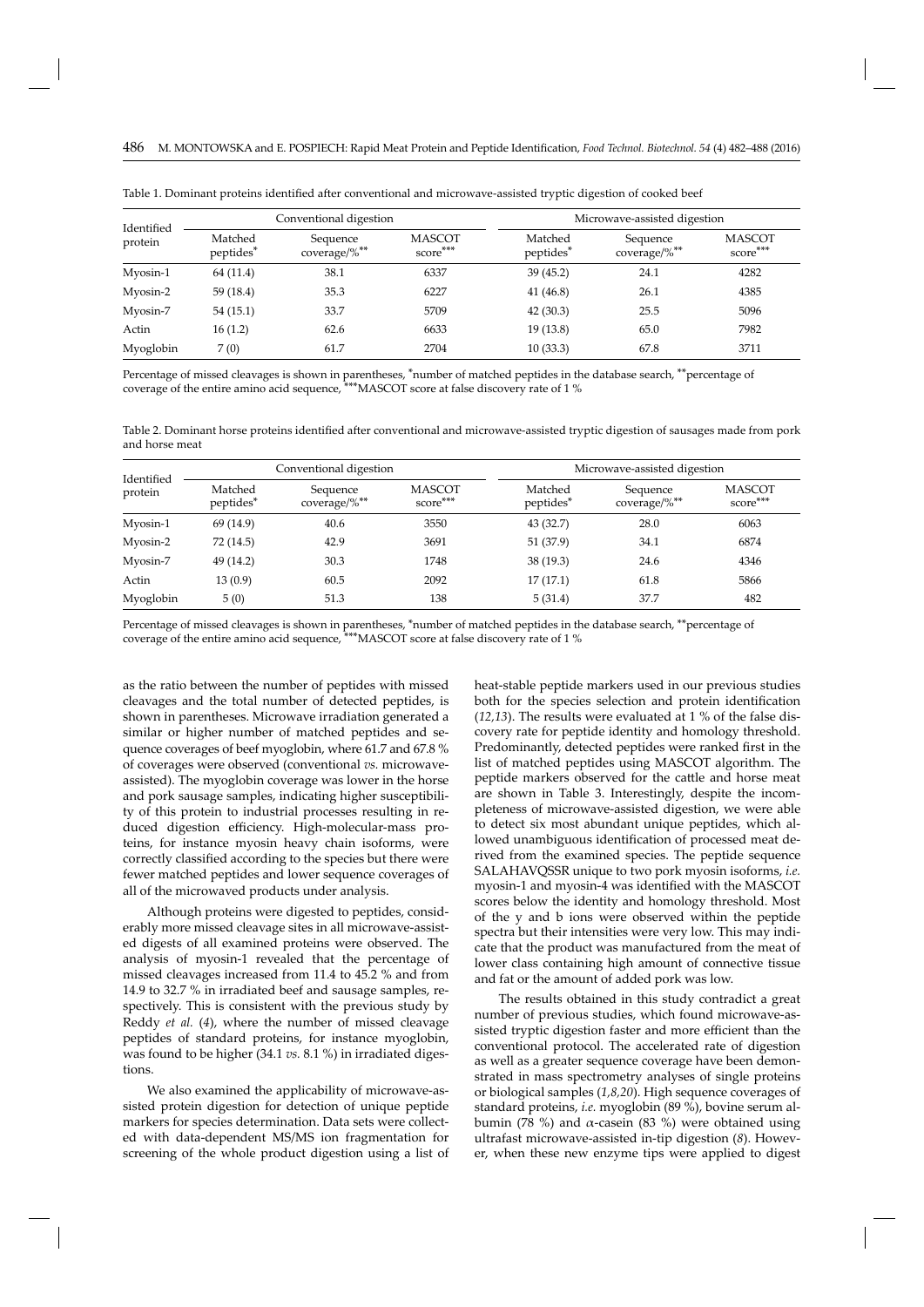Table 1. Dominant proteins identified after conventional and microwave-assisted tryptic digestion of cooked beef

| Identified protein | Conventional digestion | | | Microwave-assisted digestion | | |
|---|---|---|---|---|---|---|
| | Matched peptides* | Sequence coverage/%** | MASCOT score*** | Matched peptides* | Sequence coverage/%** | MASCOT score*** |
| Myosin-1 | 64 (11.4) | 38.1 | 6337 | 39 (45.2) | 24.1 | 4282 |
| Myosin-2 | 59 (18.4) | 35.3 | 6227 | 41 (46.8) | 26.1 | 4385 |
| Myosin-7 | 54 (15.1) | 33.7 | 5709 | 42 (30.3) | 25.5 | 5096 |
| Actin | 16 (1.2) | 62.6 | 6633 | 19 (13.8) | 65.0 | 7982 |
| Myoglobin | 7 (0) | 61.7 | 2704 | 10 (33.3) | 67.8 | 3711 |

Percentage of missed cleavages is shown in parentheses, *number of matched peptides in the database search, **percentage of coverage of the entire amino acid sequence, ***MASCOT score at false discovery rate of 1 %

Table 2. Dominant horse proteins identified after conventional and microwave-assisted tryptic digestion of sausages made from pork and horse meat

| Identified protein | Conventional digestion | | | Microwave-assisted digestion | | |
|---|---|---|---|---|---|---|
| | Matched peptides* | Sequence coverage/%** | MASCOT score*** | Matched peptides* | Sequence coverage/%** | MASCOT score*** |
| Myosin-1 | 69 (14.9) | 40.6 | 3550 | 43 (32.7) | 28.0 | 6063 |
| Myosin-2 | 72 (14.5) | 42.9 | 3691 | 51 (37.9) | 34.1 | 6874 |
| Myosin-7 | 49 (14.2) | 30.3 | 1748 | 38 (19.3) | 24.6 | 4346 |
| Actin | 13 (0.9) | 60.5 | 2092 | 17 (17.1) | 61.8 | 5866 |
| Myoglobin | 5 (0) | 51.3 | 138 | 5 (31.4) | 37.7 | 482 |

Percentage of missed cleavages is shown in parentheses, *number of matched peptides in the database search, **percentage of coverage of the entire amino acid sequence, ***MASCOT score at false discovery rate of 1 %

as the ratio between the number of peptides with missed cleavages and the total number of detected peptides, is shown in parentheses. Microwave irradiation generated a similar or higher number of matched peptides and sequence coverages of beef myoglobin, where 61.7 and 67.8 % of coverages were observed (conventional *vs.* microwave-assisted). The myoglobin coverage was lower in the horse and pork sausage samples, indicating higher susceptibility of this protein to industrial processes resulting in reduced digestion efficiency. High-molecular-mass proteins, for instance myosin heavy chain isoforms, were correctly classified according to the species but there were fewer matched peptides and lower sequence coverages of all of the microwaved products under analysis.

Although proteins were digested to peptides, considerably more missed cleavage sites in all microwave-assisted digests of all examined proteins were observed. The analysis of myosin-1 revealed that the percentage of missed cleavages increased from 11.4 to 45.2 % and from 14.9 to 32.7 % in irradiated beef and sausage samples, respectively. This is consistent with the previous study by Reddy *et al.* (*4*), where the number of missed cleavage peptides of standard proteins, for instance myoglobin, was found to be higher (34.1 *vs.* 8.1 %) in irradiated digestions.

We also examined the applicability of microwave-assisted protein digestion for detection of unique peptide markers for species determination. Data sets were collected with data-dependent MS/MS ion fragmentation for screening of the whole product digestion using a list of heat-stable peptide markers used in our previous studies both for the species selection and protein identification (*12,13*). The results were evaluated at 1 % of the false discovery rate for peptide identity and homology threshold. Predominantly, detected peptides were ranked first in the list of matched peptides using MASCOT algorithm. The peptide markers observed for the cattle and horse meat are shown in Table 3. Interestingly, despite the incompleteness of microwave-assisted digestion, we were able to detect six most abundant unique peptides, which allowed unambiguous identification of processed meat derived from the examined species. The peptide sequence SALAHAVQSSR unique to two pork myosin isoforms, *i.e.* myosin-1 and myosin-4 was identified with the MASCOT scores below the identity and homology threshold. Most of the y and b ions were observed within the peptide spectra but their intensities were very low. This may indicate that the product was manufactured from the meat of lower class containing high amount of connective tissue and fat or the amount of added pork was low.

The results obtained in this study contradict a great number of previous studies, which found microwave-assisted tryptic digestion faster and more efficient than the conventional protocol. The accelerated rate of digestion as well as a greater sequence coverage have been demonstrated in mass spectrometry analyses of single proteins or biological samples (*1,8,20*). High sequence coverages of standard proteins, *i.e.* myoglobin (89 %), bovine serum albumin (78 %) and α-casein (83 %) were obtained using ultrafast microwave-assisted in-tip digestion (*8*). However, when these new enzyme tips were applied to digest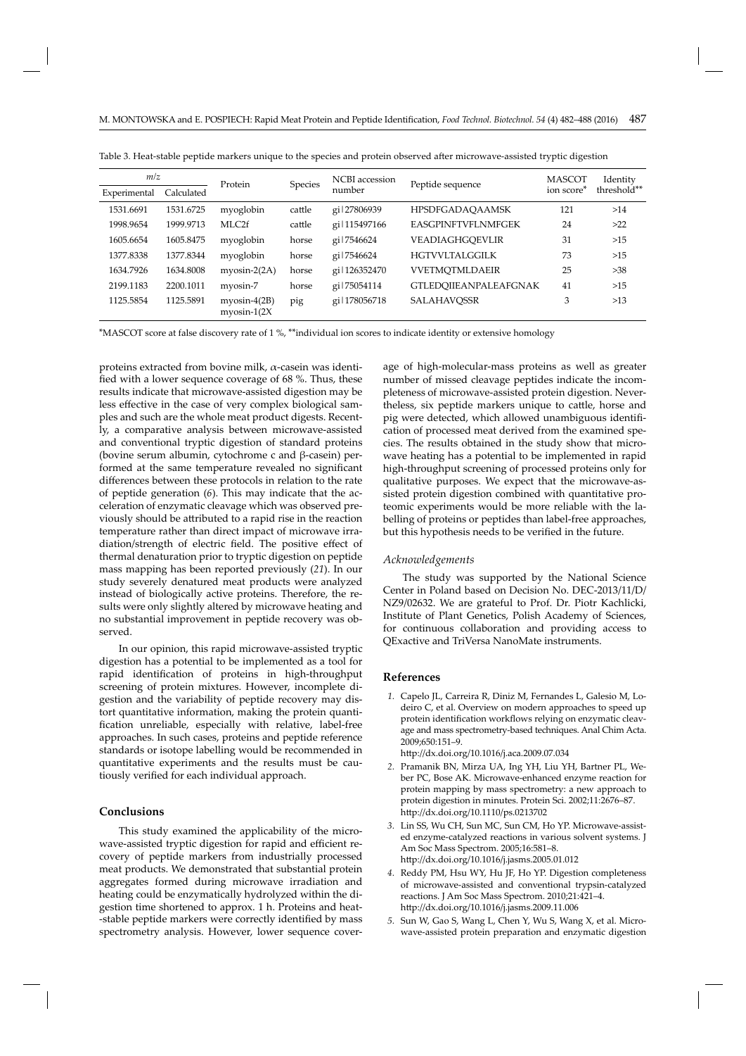Table 3. Heat-stable peptide markers unique to the species and protein observed after microwave-assisted tryptic digestion

| *m/z* | | Protein | Species | NCBI accession number | Peptide sequence | MASCOT ion score* | Identity threshold** |
|---|---|---|---|---|---|---|---|
| Experimental | Calculated | | | | | | |
| 1531.6691 | 1531.6725 | myoglobin | cattle | gi\|27806939 | HPSDFGADAQAAMSK | 121 | >14 |
| 1998.9654 | 1999.9713 | MLC2f | cattle | gi\|115497166 | EASGPINFTVFLNMFGEK | 24 | >22 |
| 1605.6654 | 1605.8475 | myoglobin | horse | gi\|7546624 | VEADIAGHGQEVLIR | 31 | >15 |
| 1377.8338 | 1377.8344 | myoglobin | horse | gi\|7546624 | HGTVVLTALGGILK | 73 | >15 |
| 1634.7926 | 1634.8008 | myosin-2(2A) | horse | gi\|126352470 | VVETMQTMLDAEIR | 25 | >38 |
| 2199.1183 | 2200.1011 | myosin-7 | horse | gi\|75054114 | GTLEDQIIEANPALEAFGNAK | 41 | >15 |
| 1125.5854 | 1125.5891 | myosin-4(2B) myosin-1(2X | pig | gi\|178056718 | SALAHAVQSSR | 3 | >13 |

*MASCOT score at false discovery rate of 1 %, **individual ion scores to indicate identity or extensive homology

proteins extracted from bovine milk, α-casein was identified with a lower sequence coverage of 68 %. Thus, these results indicate that microwave-assisted digestion may be less effective in the case of very complex biological samples and such are the whole meat product digests. Recently, a comparative analysis between microwave-assisted and conventional tryptic digestion of standard proteins (bovine serum albumin, cytochrome c and β-casein) performed at the same temperature revealed no significant differences between these protocols in relation to the rate of peptide generation (*6*). This may indicate that the acceleration of enzymatic cleavage which was observed previously should be attributed to a rapid rise in the reaction temperature rather than direct impact of microwave irradiation/strength of electric field. The positive effect of thermal denaturation prior to tryptic digestion on peptide mass mapping has been reported previously (*21*). In our study severely denatured meat products were analyzed instead of biologically active proteins. Therefore, the results were only slightly altered by microwave heating and no substantial improvement in peptide recovery was observed.

In our opinion, this rapid microwave-assisted tryptic digestion has a potential to be implemented as a tool for rapid identification of proteins in high-throughput screening of protein mixtures. However, incomplete digestion and the variability of peptide recovery may distort quantitative information, making the protein quantification unreliable, especially with relative, label-free approaches. In such cases, proteins and peptide reference standards or isotope labelling would be recommended in quantitative experiments and the results must be cautiously verified for each individual approach.

## Conclusions

This study examined the applicability of the microwave-assisted tryptic digestion for rapid and efficient recovery of peptide markers from industrially processed meat products. We demonstrated that substantial protein aggregates formed during microwave irradiation and heating could be enzymatically hydrolyzed within the digestion time shortened to approx. 1 h. Proteins and heat-stable peptide markers were correctly identified by mass spectrometry analysis. However, lower sequence coverage of high-molecular-mass proteins as well as greater number of missed cleavage peptides indicate the incompleteness of microwave-assisted protein digestion. Nevertheless, six peptide markers unique to cattle, horse and pig were detected, which allowed unambiguous identification of processed meat derived from the examined species. The results obtained in the study show that microwave heating has a potential to be implemented in rapid high-throughput screening of processed proteins only for qualitative purposes. We expect that the microwave-assisted protein digestion combined with quantitative proteomic experiments would be more reliable with the labelling of proteins or peptides than label-free approaches, but this hypothesis needs to be verified in the future.

### *Acknowledgements*

The study was supported by the National Science Center in Poland based on Decision No. DEC-2013/11/D/NZ9/02632. We are grateful to Prof. Dr. Piotr Kachlicki, Institute of Plant Genetics, Polish Academy of Sciences, for continuous collaboration and providing access to QExactive and TriVersa NanoMate instruments.

## References

1. Capelo JL, Carreira R, Diniz M, Fernandes L, Galesio M, Lodeiro C, et al. Overview on modern approaches to speed up protein identification workflows relying on enzymatic cleavage and mass spectrometry-based techniques. Anal Chim Acta. 2009;650:151–9. http://dx.doi.org/10.1016/j.aca.2009.07.034
2. Pramanik BN, Mirza UA, Ing YH, Liu YH, Bartner PL, Weber PC, Bose AK. Microwave-enhanced enzyme reaction for protein mapping by mass spectrometry: a new approach to protein digestion in minutes. Protein Sci. 2002;11:2676–87. http://dx.doi.org/10.1110/ps.0213702
3. Lin SS, Wu CH, Sun MC, Sun CM, Ho YP. Microwave-assisted enzyme-catalyzed reactions in various solvent systems. J Am Soc Mass Spectrom. 2005;16:581–8. http://dx.doi.org/10.1016/j.jasms.2005.01.012
4. Reddy PM, Hsu WY, Hu JF, Ho YP. Digestion completeness of microwave-assisted and conventional trypsin-catalyzed reactions. J Am Soc Mass Spectrom. 2010;21:421–4. http://dx.doi.org/10.1016/j.jasms.2009.11.006
5. Sun W, Gao S, Wang L, Chen Y, Wu S, Wang X, et al. Microwave-assisted protein preparation and enzymatic digestion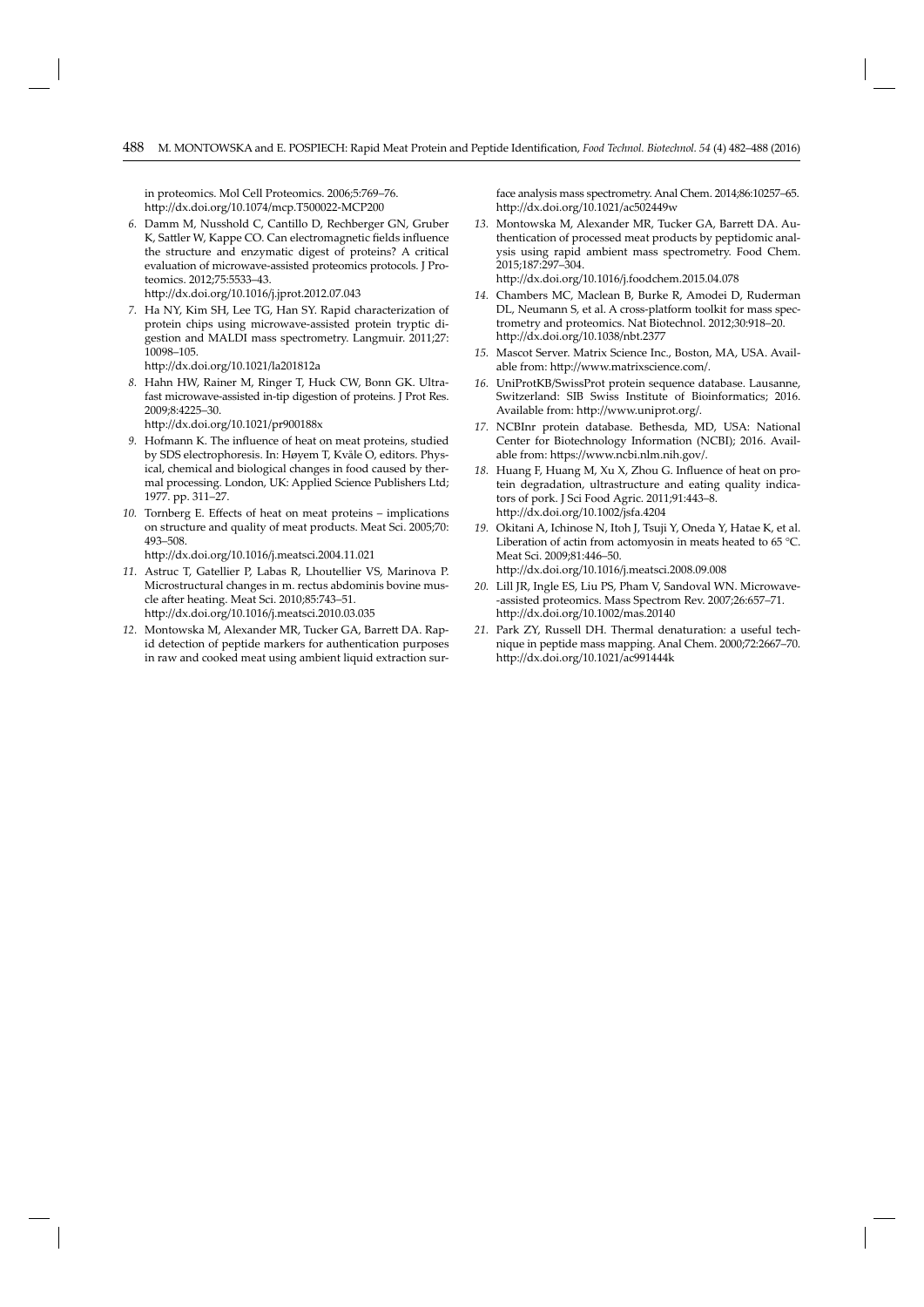in proteomics. Mol Cell Proteomics. 2006;5:769–76. http://dx.doi.org/10.1074/mcp.T500022-MCP200

6. Damm M, Nusshold C, Cantillo D, Rechberger GN, Gruber K, Sattler W, Kappe CO. Can electromagnetic fields influence the structure and enzymatic digest of proteins? A critical evaluation of microwave-assisted proteomics protocols. J Proteomics. 2012;75:5533–43. http://dx.doi.org/10.1016/j.jprot.2012.07.043
7. Ha NY, Kim SH, Lee TG, Han SY. Rapid characterization of protein chips using microwave-assisted protein tryptic digestion and MALDI mass spectrometry. Langmuir. 2011;27: 10098–105. http://dx.doi.org/10.1021/la201812a
8. Hahn HW, Rainer M, Ringer T, Huck CW, Bonn GK. Ultrafast microwave-assisted in-tip digestion of proteins. J Prot Res. 2009;8:4225–30. http://dx.doi.org/10.1021/pr900188x
9. Hofmann K. The influence of heat on meat proteins, studied by SDS electrophoresis. In: Høyem T, Kvåle O, editors. Physical, chemical and biological changes in food caused by thermal processing. London, UK: Applied Science Publishers Ltd; 1977. pp. 311–27.
10. Tornberg E. Effects of heat on meat proteins – implications on structure and quality of meat products. Meat Sci. 2005;70: 493–508. http://dx.doi.org/10.1016/j.meatsci.2004.11.021
11. Astruc T, Gatellier P, Labas R, Lhoutellier VS, Marinova P. Microstructural changes in m. rectus abdominis bovine muscle after heating. Meat Sci. 2010;85:743–51. http://dx.doi.org/10.1016/j.meatsci.2010.03.035
12. Montowska M, Alexander MR, Tucker GA, Barrett DA. Rapid detection of peptide markers for authentication purposes in raw and cooked meat using ambient liquid extraction surface analysis mass spectrometry. Anal Chem. 2014;86:10257–65. http://dx.doi.org/10.1021/ac502449w
13. Montowska M, Alexander MR, Tucker GA, Barrett DA. Authentication of processed meat products by peptidomic analysis using rapid ambient mass spectrometry. Food Chem. 2015;187:297–304. http://dx.doi.org/10.1016/j.foodchem.2015.04.078
14. Chambers MC, Maclean B, Burke R, Amodei D, Ruderman DL, Neumann S, et al. A cross-platform toolkit for mass spectrometry and proteomics. Nat Biotechnol. 2012;30:918–20. http://dx.doi.org/10.1038/nbt.2377
15. Mascot Server. Matrix Science Inc., Boston, MA, USA. Available from: http://www.matrixscience.com/.
16. UniProtKB/SwissProt protein sequence database. Lausanne, Switzerland: SIB Swiss Institute of Bioinformatics; 2016. Available from: http://www.uniprot.org/.
17. NCBInr protein database. Bethesda, MD, USA: National Center for Biotechnology Information (NCBI); 2016. Available from: https://www.ncbi.nlm.nih.gov/.
18. Huang F, Huang M, Xu X, Zhou G. Influence of heat on protein degradation, ultrastructure and eating quality indicators of pork. J Sci Food Agric. 2011;91:443–8. http://dx.doi.org/10.1002/jsfa.4204
19. Okitani A, Ichinose N, Itoh J, Tsuji Y, Oneda Y, Hatae K, et al. Liberation of actin from actomyosin in meats heated to 65 °C. Meat Sci. 2009;81:446–50. http://dx.doi.org/10.1016/j.meatsci.2008.09.008
20. Lill JR, Ingle ES, Liu PS, Pham V, Sandoval WN. Microwave-assisted proteomics. Mass Spectrom Rev. 2007;26:657–71. http://dx.doi.org/10.1002/mas.20140
21. Park ZY, Russell DH. Thermal denaturation: a useful technique in peptide mass mapping. Anal Chem. 2000;72:2667–70. http://dx.doi.org/10.1021/ac991444k